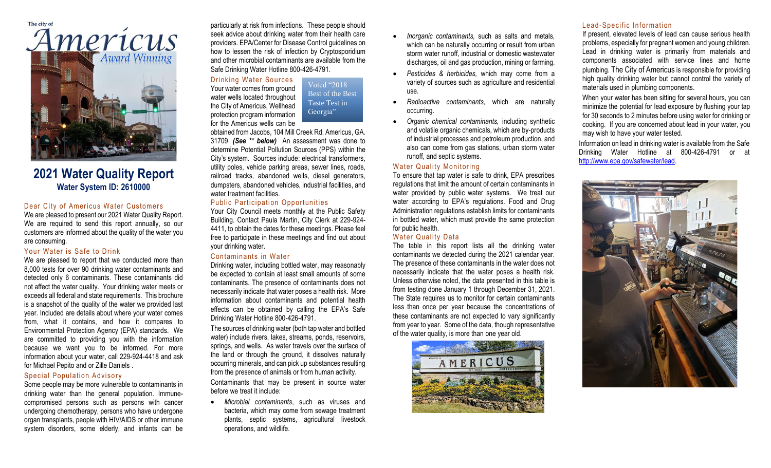The city of

Americus

*Award Winning*

# 2021 Water Quality Report

**Water System ID: 2610000**

## Dear City of Americus Water Customers

We are pleased to present our 2021 Water Quality Report. We are required to send this report annually, so our customers are informed about the quality of the water you are consuming.

## Your Water is Safe to Drink

We are pleased to report that we conducted more than 8,000 tests for over 90 drinking water contaminants and detected only 6 contaminants. These contaminants did not affect the water quality. Your drinking water meets or exceeds all federal and state requirements. This brochure is a snapshot of the quality of the water we provided last year. Included are details about where your water comes from, what it contains, and how it compares to Environmental Protection Agency (EPA) standards. We are committed to providing you with the information because we want you to be informed. For more information about your water, call 229-924-4418 and ask for Michael Pepito and or Zille Daniels .

## Special Population Advisory

Some people may be more vulnerable to contaminants in drinking water than the general population. Immune-compromised persons such as persons with cancer undergoing chemotherapy, persons who have undergone organ transplants, people with HIV/AIDS or other immune system disorders, some elderly, and infants can be particularly at risk from infections. These people should seek advice about drinking water from their health care providers. EPA/Center for Disease Control guidelines on how to lessen the risk of infection by Cryptosporidium and other microbial contaminants are available from the Safe Drinking Water Hotline 800-426-4791.

## Drinking Water Sources

Voted "2018 Best of the Best Taste Test in Georgia"

Your water comes from ground water wells located throughout the City of Americus, Wellhead protection program information for the Americus wells can be obtained from Jacobs, 104 Mill Creek Rd, Americus, GA. 31709. ***(See \*\* below)*** An assessment was done to determine Potential Pollution Sources (PPS) within the City's system. Sources include: electrical transformers, utility poles, vehicle parking areas, sewer lines, roads, railroad tracks, abandoned wells, diesel generators, dumpsters, abandoned vehicles, industrial facilities, and water treatment facilities.

## Public Participation Opportunities

Your City Council meets monthly at the Public Safety Building. Contact Paula Martin, City Clerk at 229-924-4411, to obtain the dates for these meetings. Please feel free to participate in these meetings and find out about your drinking water.

## Contaminants in Water

Drinking water, including bottled water, may reasonably be expected to contain at least small amounts of some contaminants. The presence of contaminants does not necessarily indicate that water poses a health risk. More information about contaminants and potential health effects can be obtained by calling the EPA's Safe Drinking Water Hotline 800-426-4791.

The sources of drinking water (both tap water and bottled water) include rivers, lakes, streams, ponds, reservoirs, springs, and wells. As water travels over the surface of the land or through the ground, it dissolves naturally occurring minerals, and can pick up substances resulting from the presence of animals or from human activity.

Contaminants that may be present in source water before we treat it include:

- *Microbial contaminants*, such as viruses and bacteria, which may come from sewage treatment plants, septic systems, agricultural livestock operations, and wildlife.
- *Inorganic contaminants,* such as salts and metals, which can be naturally occurring or result from urban storm water runoff, industrial or domestic wastewater discharges, oil and gas production, mining or farming.
- *Pesticides & herbicides,* which may come from a variety of sources such as agriculture and residential use.
- *Radioactive contaminants,* which are naturally occurring.
- *Organic chemical contaminants,* including synthetic and volatile organic chemicals, which are by-products of industrial processes and petroleum production, and also can come from gas stations, urban storm water runoff, and septic systems.

## Water Quality Monitoring

To ensure that tap water is safe to drink, EPA prescribes regulations that limit the amount of certain contaminants in water provided by public water systems. We treat our water according to EPA's regulations. Food and Drug Administration regulations establish limits for contaminants in bottled water, which must provide the same protection for public health.

## Water Quality Data

The table in this report lists all the drinking water contaminants we detected during the 2021 calendar year. The presence of these contaminants in the water does not necessarily indicate that the water poses a health risk. Unless otherwise noted, the data presented in this table is from testing done January 1 through December 31, 2021. The State requires us to monitor for certain contaminants less than once per year because the concentrations of these contaminants are not expected to vary significantly from year to year. Some of the data, though representative of the water quality, is more than one year old.

## Lead-Specific Information

If present, elevated levels of lead can cause serious health problems, especially for pregnant women and young children. Lead in drinking water is primarily from materials and components associated with service lines and home plumbing. The City of Americus is responsible for providing high quality drinking water but cannot control the variety of materials used in plumbing components.

When your water has been sitting for several hours, you can minimize the potential for lead exposure by flushing your tap for 30 seconds to 2 minutes before using water for drinking or cooking. If you are concerned about lead in your water, you may wish to have your water tested.

Information on lead in drinking water is available from the Safe Drinking Water Hotline at 800-426-4791 or at http://www.epa.gov/safewater/lead.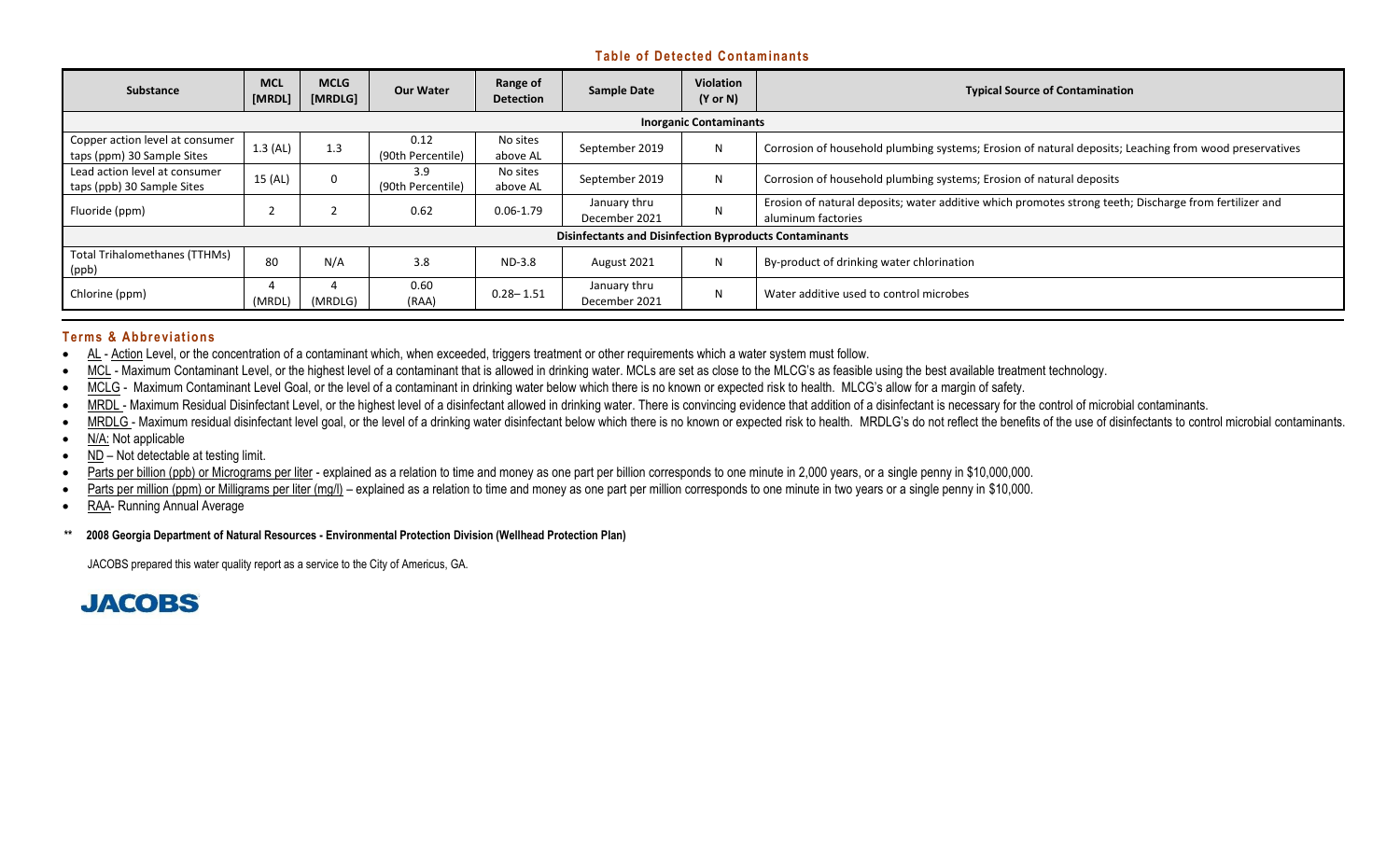## Table of Detected Contaminants

| Substance | MCL [MRDL] | MCLG [MRDLG] | Our Water | Range of Detection | Sample Date | Violation (Y or N) | Typical Source of Contamination |
|---|---|---|---|---|---|---|---|
| **Inorganic Contaminants** | | | | | | | |
| Copper action level at consumer taps (ppm) 30 Sample Sites | 1.3 (AL) | 1.3 | 0.12 (90th Percentile) | No sites above AL | September 2019 | N | Corrosion of household plumbing systems; Erosion of natural deposits; Leaching from wood preservatives |
| Lead action level at consumer taps (ppb) 30 Sample Sites | 15 (AL) | 0 | 3.9 (90th Percentile) | No sites above AL | September 2019 | N | Corrosion of household plumbing systems; Erosion of natural deposits |
| Fluoride (ppm) | 2 | 2 | 0.62 | 0.06-1.79 | January thru December 2021 | N | Erosion of natural deposits; water additive which promotes strong teeth; Discharge from fertilizer and aluminum factories |
| **Disinfectants and Disinfection Byproducts Contaminants** | | | | | | | |
| Total Trihalomethanes (TTHMs) (ppb) | 80 | N/A | 3.8 | ND-3.8 | August 2021 | N | By-product of drinking water chlorination |
| Chlorine (ppm) | 4 (MRDL) | 4 (MRDLG) | 0.60 (RAA) | 0.28– 1.51 | January thru December 2021 | N | Water additive used to control microbes |

## Terms & Abbreviations

- AL - Action Level, or the concentration of a contaminant which, when exceeded, triggers treatment or other requirements which a water system must follow.
- MCL - Maximum Contaminant Level, or the highest level of a contaminant that is allowed in drinking water. MCLs are set as close to the MLCG's as feasible using the best available treatment technology.
- MCLG - Maximum Contaminant Level Goal, or the level of a contaminant in drinking water below which there is no known or expected risk to health. MLCG's allow for a margin of safety.
- MRDL - Maximum Residual Disinfectant Level, or the highest level of a disinfectant allowed in drinking water. There is convincing evidence that addition of a disinfectant is necessary for the control of microbial contaminants.
- MRDLG - Maximum residual disinfectant level goal, or the level of a drinking water disinfectant below which there is no known or expected risk to health. MRDLG's do not reflect the benefits of the use of disinfectants to control microbial contaminants.
- N/A: Not applicable
- ND – Not detectable at testing limit.
- Parts per billion (ppb) or Micrograms per liter - explained as a relation to time and money as one part per billion corresponds to one minute in 2,000 years, or a single penny in $10,000,000.
- Parts per million (ppm) or Milligrams per liter (mg/l) – explained as a relation to time and money as one part per million corresponds to one minute in two years or a single penny in $10,000.
- RAA- Running Annual Average

** **2008 Georgia Department of Natural Resources - Environmental Protection Division (Wellhead Protection Plan)**

JACOBS prepared this water quality report as a service to the City of Americus, GA.

JACOBS